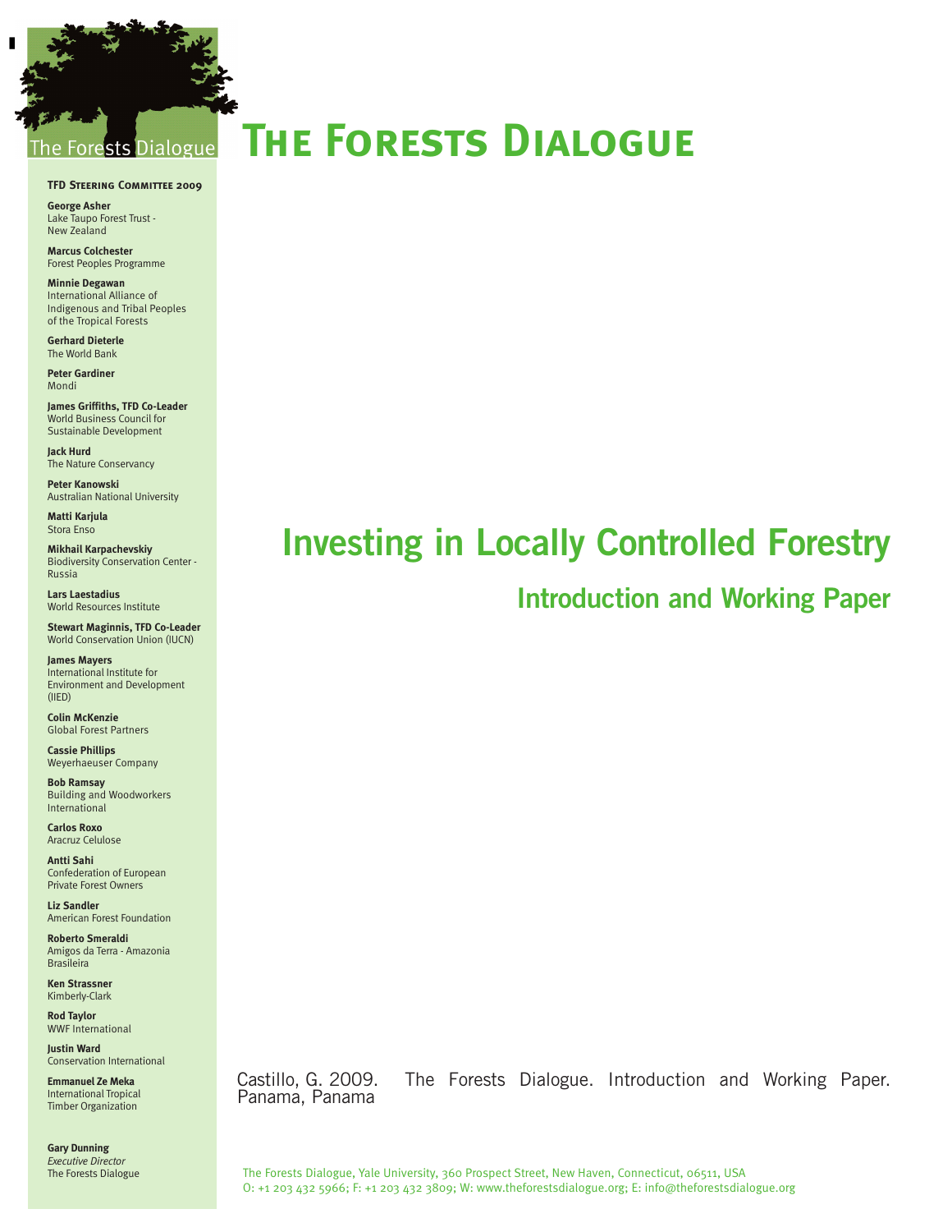# The Forests Dialogue

**TFD Steering Committee 2009**

**George Asher**
Lake Taupo Forest Trust - New Zealand

**Marcus Colchester**
Forest Peoples Programme

**Minnie Degawan**
International Alliance of Indigenous and Tribal Peoples of the Tropical Forests

**Gerhard Dieterle**
The World Bank

**Peter Gardiner**
Mondi

**James Griffiths, TFD Co-Leader**
World Business Council for Sustainable Development

**Jack Hurd**
The Nature Conservancy

**Peter Kanowski**
Australian National University

**Matti Karjula**
Stora Enso

**Mikhail Karpachevskiy**
Biodiversity Conservation Center - Russia

**Lars Laestadius**
World Resources Institute

**Stewart Maginnis, TFD Co-Leader**
World Conservation Union (IUCN)

**James Mayers**
International Institute for Environment and Development (IIED)

**Colin McKenzie**
Global Forest Partners

**Cassie Phillips**
Weyerhaeuser Company

**Bob Ramsay**
Building and Woodworkers International

**Carlos Roxo**
Aracruz Celulose

**Antti Sahi**
Confederation of European Private Forest Owners

**Liz Sandler**
American Forest Foundation

**Roberto Smeraldi**
Amigos da Terra - Amazonia Brasileira

**Ken Strassner**
Kimberly-Clark

**Rod Taylor**
WWF International

**Justin Ward**
Conservation International

**Emmanuel Ze Meka**
International Tropical Timber Organization

**Gary Dunning**
*Executive Director*
The Forests Dialogue

## Investing in Locally Controlled Forestry

### Introduction and Working Paper

Castillo, G. 2009. The Forests Dialogue. Introduction and Working Paper. Panama, Panama

The Forests Dialogue, Yale University, 360 Prospect Street, New Haven, Connecticut, 06511, USA
O: +1 203 432 5966; F: +1 203 432 3809; W: www.theforestsdialogue.org; E: info@theforestsdialogue.org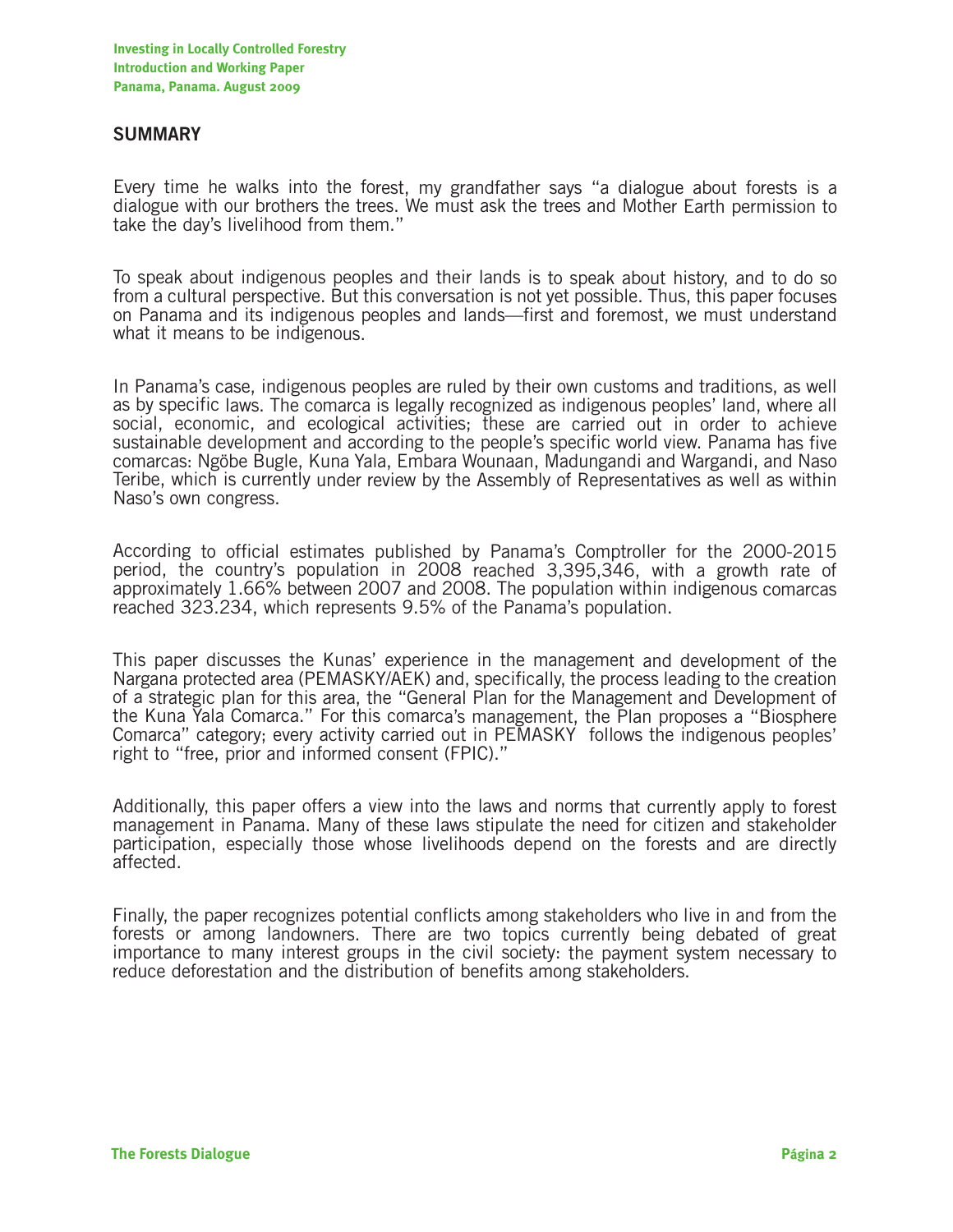## SUMMARY

Every time he walks into the forest, my grandfather says "a dialogue about forests is a dialogue with our brothers the trees. We must ask the trees and Mother Earth permission to take the day's livelihood from them."

To speak about indigenous peoples and their lands is to speak about history, and to do so from a cultural perspective. But this conversation is not yet possible. Thus, this paper focuses on Panama and its indigenous peoples and lands—first and foremost, we must understand what it means to be indigenous.

In Panama's case, indigenous peoples are ruled by their own customs and traditions, as well as by specific laws. The comarca is legally recognized as indigenous peoples' land, where all social, economic, and ecological activities; these are carried out in order to achieve sustainable development and according to the people's specific world view. Panama has five comarcas: Ngöbe Bugle, Kuna Yala, Embara Wounaan, Madungandi and Wargandi, and Naso Teribe, which is currently under review by the Assembly of Representatives as well as within Naso's own congress.

According to official estimates published by Panama's Comptroller for the 2000-2015 period, the country's population in 2008 reached 3,395,346, with a growth rate of approximately 1.66% between 2007 and 2008. The population within indigenous comarcas reached 323.234, which represents 9.5% of the Panama's population.

This paper discusses the Kunas' experience in the management and development of the Nargana protected area (PEMASKY/AEK) and, specifically, the process leading to the creation of a strategic plan for this area, the "General Plan for the Management and Development of the Kuna Yala Comarca." For this comarca's management, the Plan proposes a "Biosphere Comarca" category; every activity carried out in PEMASKY follows the indigenous peoples' right to "free, prior and informed consent (FPIC)."

Additionally, this paper offers a view into the laws and norms that currently apply to forest management in Panama. Many of these laws stipulate the need for citizen and stakeholder participation, especially those whose livelihoods depend on the forests and are directly affected.

Finally, the paper recognizes potential conflicts among stakeholders who live in and from the forests or among landowners. There are two topics currently being debated of great importance to many interest groups in the civil society: the payment system necessary to reduce deforestation and the distribution of benefits among stakeholders.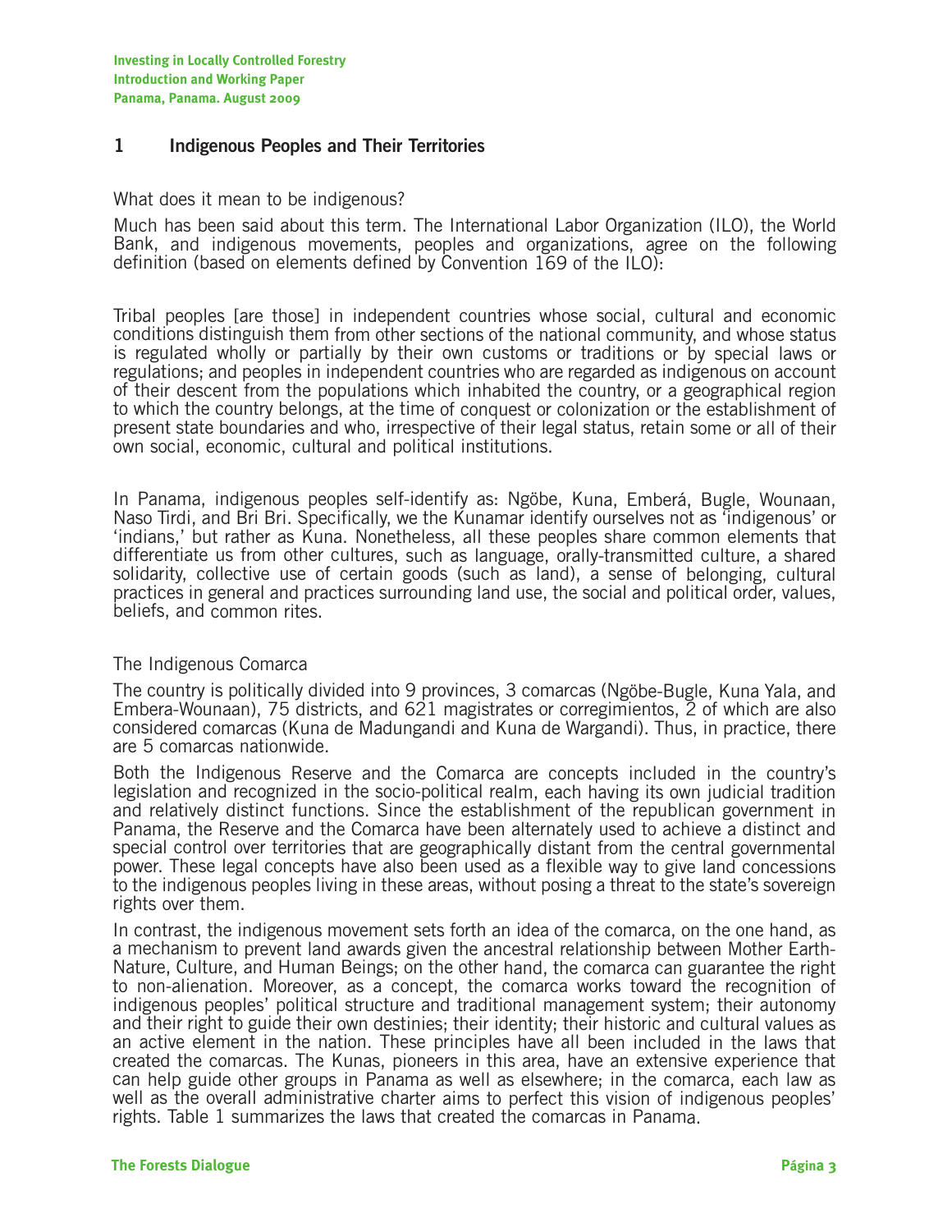## 1 Indigenous Peoples and Their Territories

What does it mean to be indigenous?

Much has been said about this term. The International Labor Organization (ILO), the World Bank, and indigenous movements, peoples and organizations, agree on the following definition (based on elements defined by Convention 169 of the ILO):

Tribal peoples [are those] in independent countries whose social, cultural and economic conditions distinguish them from other sections of the national community, and whose status is regulated wholly or partially by their own customs or traditions or by special laws or regulations; and peoples in independent countries who are regarded as indigenous on account of their descent from the populations which inhabited the country, or a geographical region to which the country belongs, at the time of conquest or colonization or the establishment of present state boundaries and who, irrespective of their legal status, retain some or all of their own social, economic, cultural and political institutions.

In Panama, indigenous peoples self-identify as: Ngöbe, Kuna, Emberá, Bugle, Wounaan, Naso Tirdi, and Bri Bri. Specifically, we the Kunamar identify ourselves not as 'indigenous' or 'indians,' but rather as Kuna. Nonetheless, all these peoples share common elements that differentiate us from other cultures, such as language, orally-transmitted culture, a shared solidarity, collective use of certain goods (such as land), a sense of belonging, cultural practices in general and practices surrounding land use, the social and political order, values, beliefs, and common rites.

The Indigenous Comarca

The country is politically divided into 9 provinces, 3 comarcas (Ngöbe-Bugle, Kuna Yala, and Embera-Wounaan), 75 districts, and 621 magistrates or corregimientos, 2 of which are also considered comarcas (Kuna de Madungandi and Kuna de Wargandi). Thus, in practice, there are 5 comarcas nationwide.

Both the Indigenous Reserve and the Comarca are concepts included in the country's legislation and recognized in the socio-political realm, each having its own judicial tradition and relatively distinct functions. Since the establishment of the republican government in Panama, the Reserve and the Comarca have been alternately used to achieve a distinct and special control over territories that are geographically distant from the central governmental power. These legal concepts have also been used as a flexible way to give land concessions to the indigenous peoples living in these areas, without posing a threat to the state's sovereign rights over them.

In contrast, the indigenous movement sets forth an idea of the comarca, on the one hand, as a mechanism to prevent land awards given the ancestral relationship between Mother Earth-Nature, Culture, and Human Beings; on the other hand, the comarca can guarantee the right to non-alienation. Moreover, as a concept, the comarca works toward the recognition of indigenous peoples' political structure and traditional management system; their autonomy and their right to guide their own destinies; their identity; their historic and cultural values as an active element in the nation. These principles have all been included in the laws that created the comarcas. The Kunas, pioneers in this area, have an extensive experience that can help guide other groups in Panama as well as elsewhere; in the comarca, each law as well as the overall administrative charter aims to perfect this vision of indigenous peoples' rights. Table 1 summarizes the laws that created the comarcas in Panama.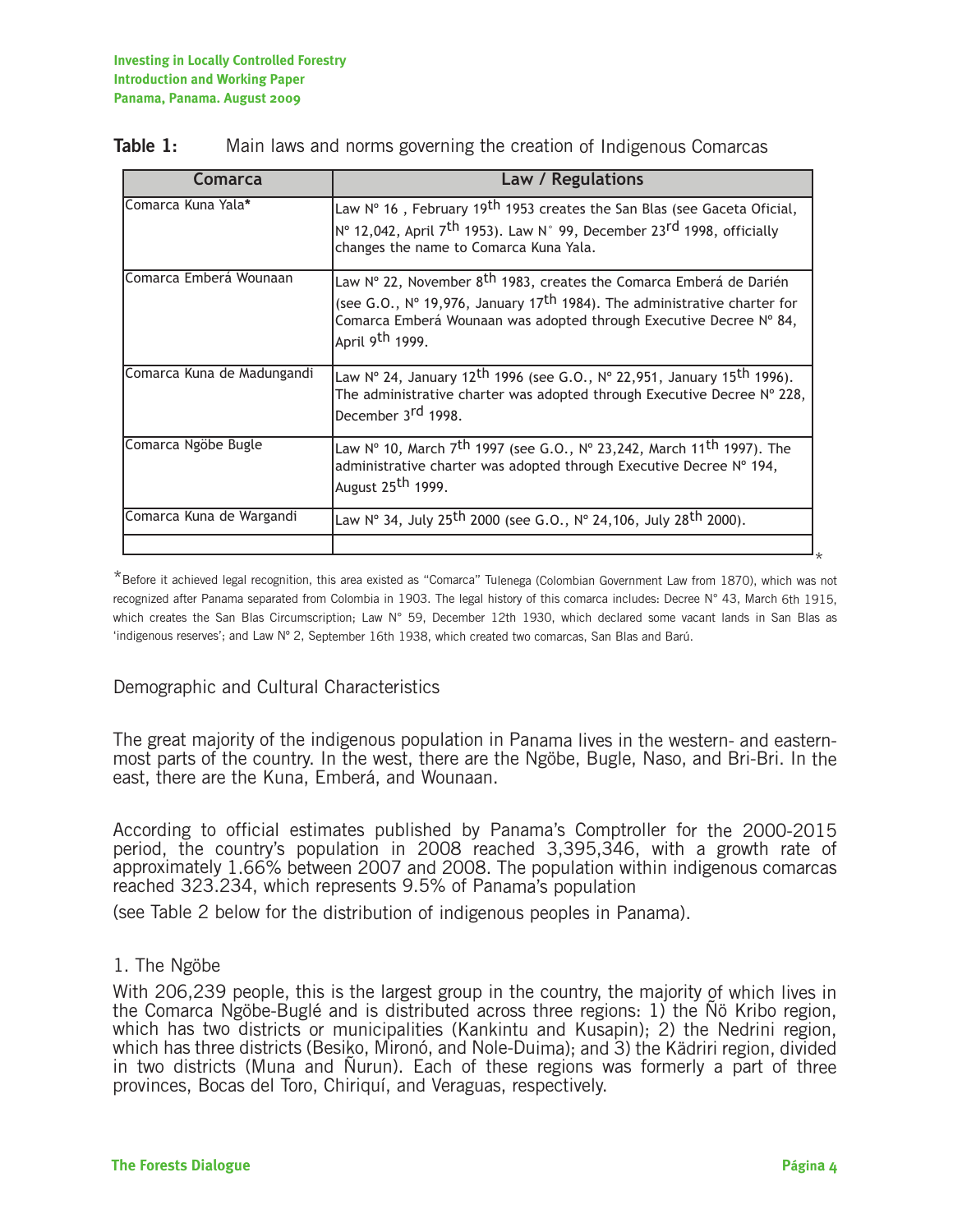**Table 1:** Main laws and norms governing the creation of Indigenous Comarcas

| Comarca | Law / Regulations |
|---|---|
| Comarca Kuna Yala* | Law Nº 16 , February 19th 1953 creates the San Blas (see Gaceta Oficial, Nº 12,042, April 7th 1953). Law N° 99, December 23rd 1998, officially changes the name to Comarca Kuna Yala. |
| Comarca Emberá Wounaan | Law Nº 22, November 8th 1983, creates the Comarca Emberá de Darién (see G.O., Nº 19,976, January 17th 1984). The administrative charter for Comarca Emberá Wounaan was adopted through Executive Decree Nº 84, April 9th 1999. |
| Comarca Kuna de Madungandi | Law Nº 24, January 12th 1996 (see G.O., Nº 22,951, January 15th 1996). The administrative charter was adopted through Executive Decree Nº 228, December 3rd 1998. |
| Comarca Ngöbe Bugle | Law Nº 10, March 7th 1997 (see G.O., Nº 23,242, March 11th 1997). The administrative charter was adopted through Executive Decree Nº 194, August 25th 1999. |
| Comarca Kuna de Wargandi | Law Nº 34, July 25th 2000 (see G.O., Nº 24,106, July 28th 2000). |
| | |

*Before it achieved legal recognition, this area existed as "Comarca" Tulenega (Colombian Government Law from 1870), which was not recognized after Panama separated from Colombia in 1903. The legal history of this comarca includes: Decree N° 43, March 6th 1915, which creates the San Blas Circumscription; Law N° 59, December 12th 1930, which declared some vacant lands in San Blas as 'indigenous reserves'; and Law Nº 2, September 16th 1938, which created two comarcas, San Blas and Barú.

## Demographic and Cultural Characteristics

The great majority of the indigenous population in Panama lives in the western- and eastern-most parts of the country. In the west, there are the Ngöbe, Bugle, Naso, and Bri-Bri. In the east, there are the Kuna, Emberá, and Wounaan.

According to official estimates published by Panama's Comptroller for the 2000-2015 period, the country's population in 2008 reached 3,395,346, with a growth rate of approximately 1.66% between 2007 and 2008. The population within indigenous comarcas reached 323.234, which represents 9.5% of Panama's population

(see Table 2 below for the distribution of indigenous peoples in Panama).

### 1. The Ngöbe

With 206,239 people, this is the largest group in the country, the majority of which lives in the Comarca Ngöbe-Buglé and is distributed across three regions: 1) the Ñö Kribo region, which has two districts or municipalities (Kankintu and Kusapin); 2) the Nedrini region, which has three districts (Besiko, Mironó, and Nole-Duima); and 3) the Kädriri region, divided in two districts (Muna and Ñurun). Each of these regions was formerly a part of three provinces, Bocas del Toro, Chiriquí, and Veraguas, respectively.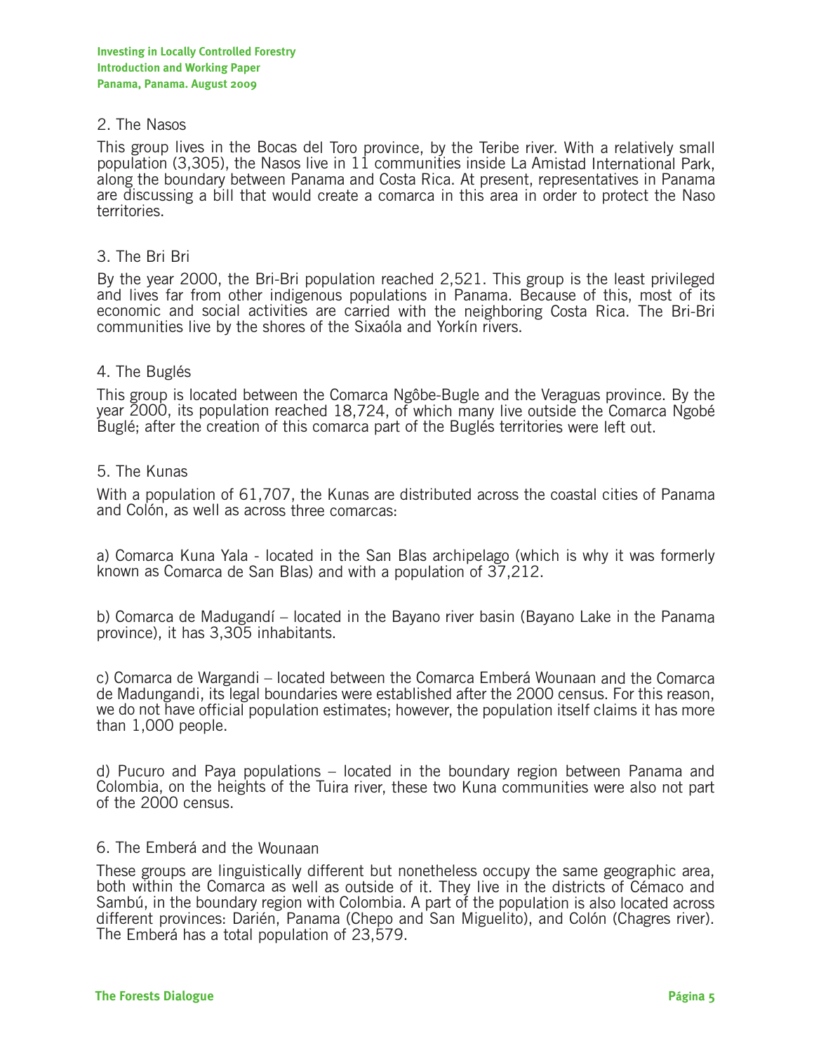### 2. The Nasos

This group lives in the Bocas del Toro province, by the Teribe river. With a relatively small population (3,305), the Nasos live in 11 communities inside La Amistad International Park, along the boundary between Panama and Costa Rica. At present, representatives in Panama are discussing a bill that would create a comarca in this area in order to protect the Naso territories.

### 3. The Bri Bri

By the year 2000, the Bri-Bri population reached 2,521. This group is the least privileged and lives far from other indigenous populations in Panama. Because of this, most of its economic and social activities are carried with the neighboring Costa Rica. The Bri-Bri communities live by the shores of the Sixaóla and Yorkín rivers.

### 4. The Buglés

This group is located between the Comarca Ngôbe-Bugle and the Veraguas province. By the year 2000, its population reached 18,724, of which many live outside the Comarca Ngobé Buglé; after the creation of this comarca part of the Buglés territories were left out.

### 5. The Kunas

With a population of 61,707, the Kunas are distributed across the coastal cities of Panama and Colón, as well as across three comarcas:

a) Comarca Kuna Yala - located in the San Blas archipelago (which is why it was formerly known as Comarca de San Blas) and with a population of 37,212.

b) Comarca de Madugandí – located in the Bayano river basin (Bayano Lake in the Panama province), it has 3,305 inhabitants.

c) Comarca de Wargandi – located between the Comarca Emberá Wounaan and the Comarca de Madungandi, its legal boundaries were established after the 2000 census. For this reason, we do not have official population estimates; however, the population itself claims it has more than 1,000 people.

d) Pucuro and Paya populations – located in the boundary region between Panama and Colombia, on the heights of the Tuira river, these two Kuna communities were also not part of the 2000 census.

### 6. The Emberá and the Wounaan

These groups are linguistically different but nonetheless occupy the same geographic area, both within the Comarca as well as outside of it. They live in the districts of Cémaco and Sambú, in the boundary region with Colombia. A part of the population is also located across different provinces: Darién, Panama (Chepo and San Miguelito), and Colón (Chagres river). The Emberá has a total population of 23,579.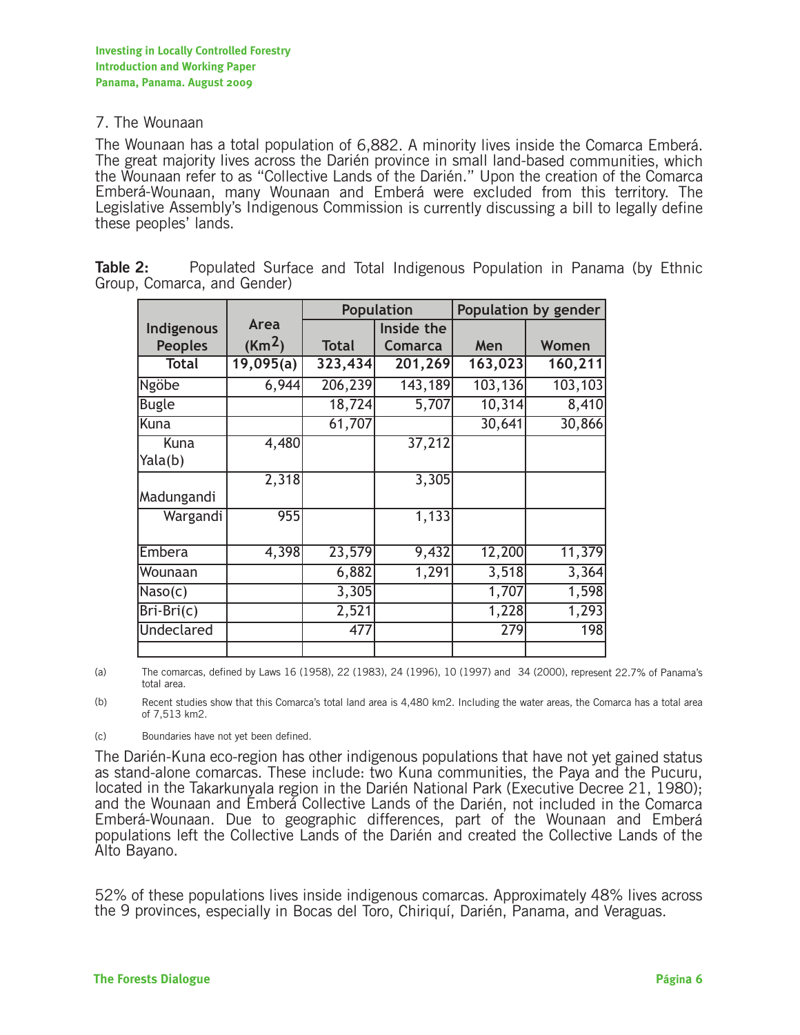### 7. The Wounaan

The Wounaan has a total population of 6,882. A minority lives inside the Comarca Emberá. The great majority lives across the Darién province in small land-based communities, which the Wounaan refer to as "Collective Lands of the Darién." Upon the creation of the Comarca Emberá-Wounaan, many Wounaan and Emberá were excluded from this territory. The Legislative Assembly's Indigenous Commission is currently discussing a bill to legally define these peoples' lands.

**Table 2:** Populated Surface and Total Indigenous Population in Panama (by Ethnic Group, Comarca, and Gender)

| Indigenous Peoples | Area ($Km^2$) | Population | | Population by gender | |
|---|---|---|---|---|---|
| | | Total | Inside the Comarca | Men | Women |
| **Total** | **19,095(a)** | **323,434** | **201,269** | **163,023** | **160,211** |
| Ngöbe | 6,944 | 206,239 | 143,189 | 103,136 | 103,103 |
| Bugle | | 18,724 | 5,707 | 10,314 | 8,410 |
| Kuna | | 61,707 | | 30,641 | 30,866 |
| Kuna Yala(b) | 4,480 | | 37,212 | | |
| Madungandi | 2,318 | | 3,305 | | |
| Wargandi | 955 | | 1,133 | | |
| Embera | 4,398 | 23,579 | 9,432 | 12,200 | 11,379 |
| Wounaan | | 6,882 | 1,291 | 3,518 | 3,364 |
| Naso(c) | | 3,305 | | 1,707 | 1,598 |
| Bri-Bri(c) | | 2,521 | | 1,228 | 1,293 |
| Undeclared | | 477 | | 279 | 198 |

(a) The comarcas, defined by Laws 16 (1958), 22 (1983), 24 (1996), 10 (1997) and 34 (2000), represent 22.7% of Panama's total area.

(b) Recent studies show that this Comarca's total land area is 4,480 km2. Including the water areas, the Comarca has a total area of 7,513 km2.

(c) Boundaries have not yet been defined.

The Darién-Kuna eco-region has other indigenous populations that have not yet gained status as stand-alone comarcas. These include: two Kuna communities, the Paya and the Pucuru, located in the Takarkunyala region in the Darién National Park (Executive Decree 21, 1980); and the Wounaan and Emberá Collective Lands of the Darién, not included in the Comarca Emberá-Wounaan. Due to geographic differences, part of the Wounaan and Emberá populations left the Collective Lands of the Darién and created the Collective Lands of the Alto Bayano.

52% of these populations lives inside indigenous comarcas. Approximately 48% lives across the 9 provinces, especially in Bocas del Toro, Chiriquí, Darién, Panama, and Veraguas.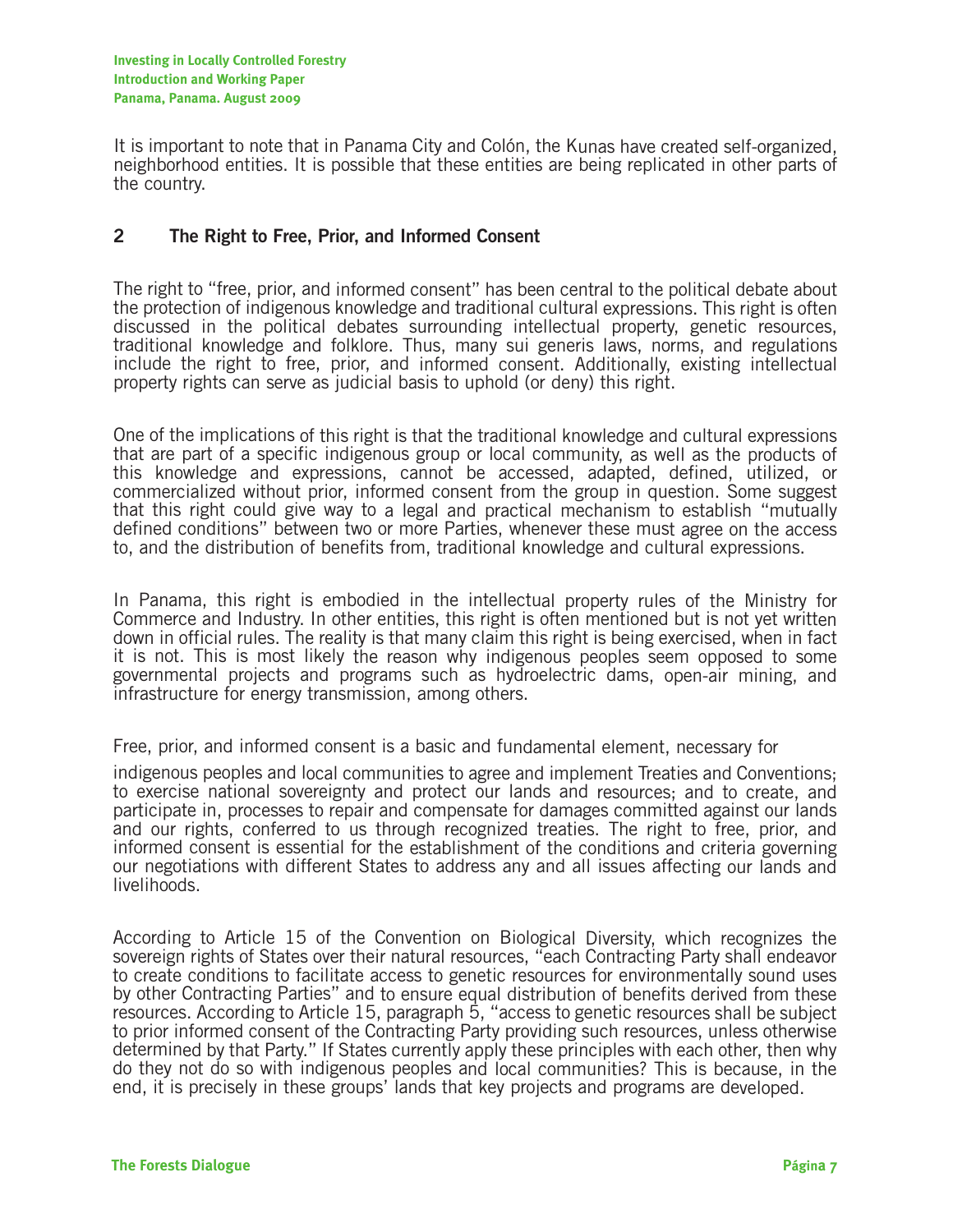It is important to note that in Panama City and Colón, the Kunas have created self-organized, neighborhood entities. It is possible that these entities are being replicated in other parts of the country.

## 2 The Right to Free, Prior, and Informed Consent

The right to "free, prior, and informed consent" has been central to the political debate about the protection of indigenous knowledge and traditional cultural expressions. This right is often discussed in the political debates surrounding intellectual property, genetic resources, traditional knowledge and folklore. Thus, many sui generis laws, norms, and regulations include the right to free, prior, and informed consent. Additionally, existing intellectual property rights can serve as judicial basis to uphold (or deny) this right.

One of the implications of this right is that the traditional knowledge and cultural expressions that are part of a specific indigenous group or local community, as well as the products of this knowledge and expressions, cannot be accessed, adapted, defined, utilized, or commercialized without prior, informed consent from the group in question. Some suggest that this right could give way to a legal and practical mechanism to establish "mutually defined conditions" between two or more Parties, whenever these must agree on the access to, and the distribution of benefits from, traditional knowledge and cultural expressions.

In Panama, this right is embodied in the intellectual property rules of the Ministry for Commerce and Industry. In other entities, this right is often mentioned but is not yet written down in official rules. The reality is that many claim this right is being exercised, when in fact it is not. This is most likely the reason why indigenous peoples seem opposed to some governmental projects and programs such as hydroelectric dams, open-air mining, and infrastructure for energy transmission, among others.

Free, prior, and informed consent is a basic and fundamental element, necessary for indigenous peoples and local communities to agree and implement Treaties and Conventions; to exercise national sovereignty and protect our lands and resources; and to create, and participate in, processes to repair and compensate for damages committed against our lands and our rights, conferred to us through recognized treaties. The right to free, prior, and informed consent is essential for the establishment of the conditions and criteria governing our negotiations with different States to address any and all issues affecting our lands and livelihoods.

According to Article 15 of the Convention on Biological Diversity, which recognizes the sovereign rights of States over their natural resources, "each Contracting Party shall endeavor to create conditions to facilitate access to genetic resources for environmentally sound uses by other Contracting Parties" and to ensure equal distribution of benefits derived from these resources. According to Article 15, paragraph 5, "access to genetic resources shall be subject to prior informed consent of the Contracting Party providing such resources, unless otherwise determined by that Party." If States currently apply these principles with each other, then why do they not do so with indigenous peoples and local communities? This is because, in the end, it is precisely in these groups' lands that key projects and programs are developed.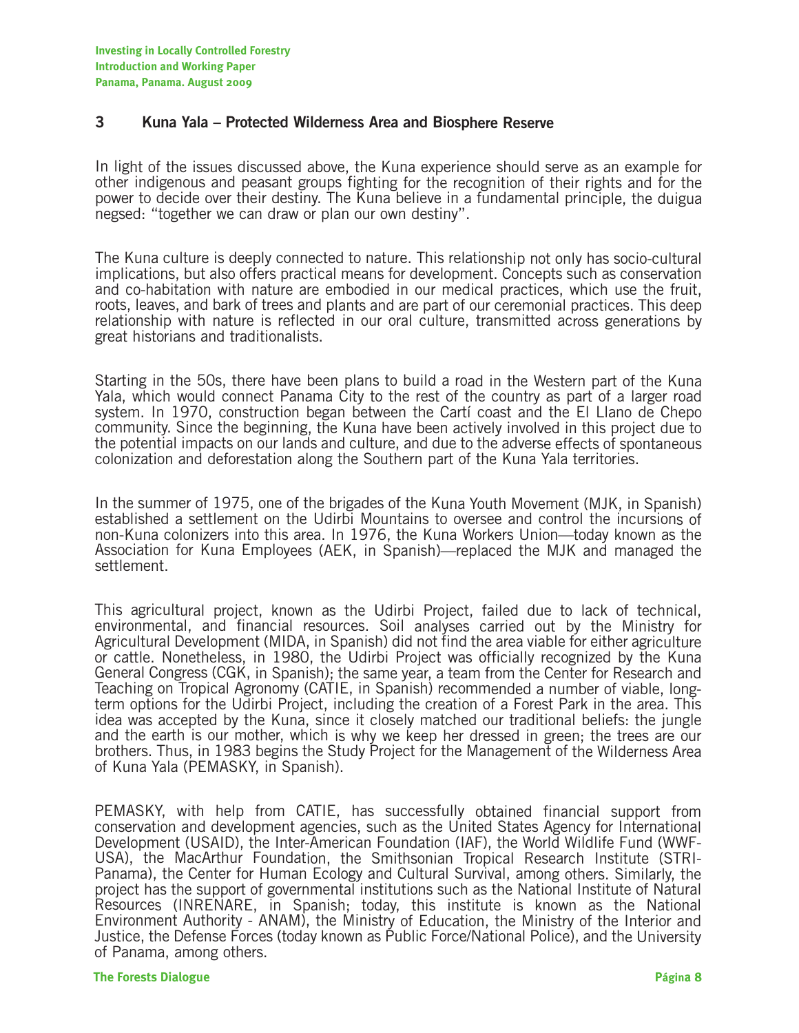## 3 Kuna Yala – Protected Wilderness Area and Biosphere Reserve

In light of the issues discussed above, the Kuna experience should serve as an example for other indigenous and peasant groups fighting for the recognition of their rights and for the power to decide over their destiny. The Kuna believe in a fundamental principle, the duigua negsed: "together we can draw or plan our own destiny".

The Kuna culture is deeply connected to nature. This relationship not only has socio-cultural implications, but also offers practical means for development. Concepts such as conservation and co-habitation with nature are embodied in our medical practices, which use the fruit, roots, leaves, and bark of trees and plants and are part of our ceremonial practices. This deep relationship with nature is reflected in our oral culture, transmitted across generations by great historians and traditionalists.

Starting in the 50s, there have been plans to build a road in the Western part of the Kuna Yala, which would connect Panama City to the rest of the country as part of a larger road system. In 1970, construction began between the Cartí coast and the El Llano de Chepo community. Since the beginning, the Kuna have been actively involved in this project due to the potential impacts on our lands and culture, and due to the adverse effects of spontaneous colonization and deforestation along the Southern part of the Kuna Yala territories.

In the summer of 1975, one of the brigades of the Kuna Youth Movement (MJK, in Spanish) established a settlement on the Udirbi Mountains to oversee and control the incursions of non-Kuna colonizers into this area. In 1976, the Kuna Workers Union—today known as the Association for Kuna Employees (AEK, in Spanish)—replaced the MJK and managed the settlement.

This agricultural project, known as the Udirbi Project, failed due to lack of technical, environmental, and financial resources. Soil analyses carried out by the Ministry for Agricultural Development (MIDA, in Spanish) did not find the area viable for either agriculture or cattle. Nonetheless, in 1980, the Udirbi Project was officially recognized by the Kuna General Congress (CGK, in Spanish); the same year, a team from the Center for Research and Teaching on Tropical Agronomy (CATIE, in Spanish) recommended a number of viable, long-term options for the Udirbi Project, including the creation of a Forest Park in the area. This idea was accepted by the Kuna, since it closely matched our traditional beliefs: the jungle and the earth is our mother, which is why we keep her dressed in green; the trees are our brothers. Thus, in 1983 begins the Study Project for the Management of the Wilderness Area of Kuna Yala (PEMASKY, in Spanish).

PEMASKY, with help from CATIE, has successfully obtained financial support from conservation and development agencies, such as the United States Agency for International Development (USAID), the Inter-American Foundation (IAF), the World Wildlife Fund (WWF-USA), the MacArthur Foundation, the Smithsonian Tropical Research Institute (STRI-Panama), the Center for Human Ecology and Cultural Survival, among others. Similarly, the project has the support of governmental institutions such as the National Institute of Natural Resources (INRENARE, in Spanish; today, this institute is known as the National Environment Authority - ANAM), the Ministry of Education, the Ministry of the Interior and Justice, the Defense Forces (today known as Public Force/National Police), and the University of Panama, among others.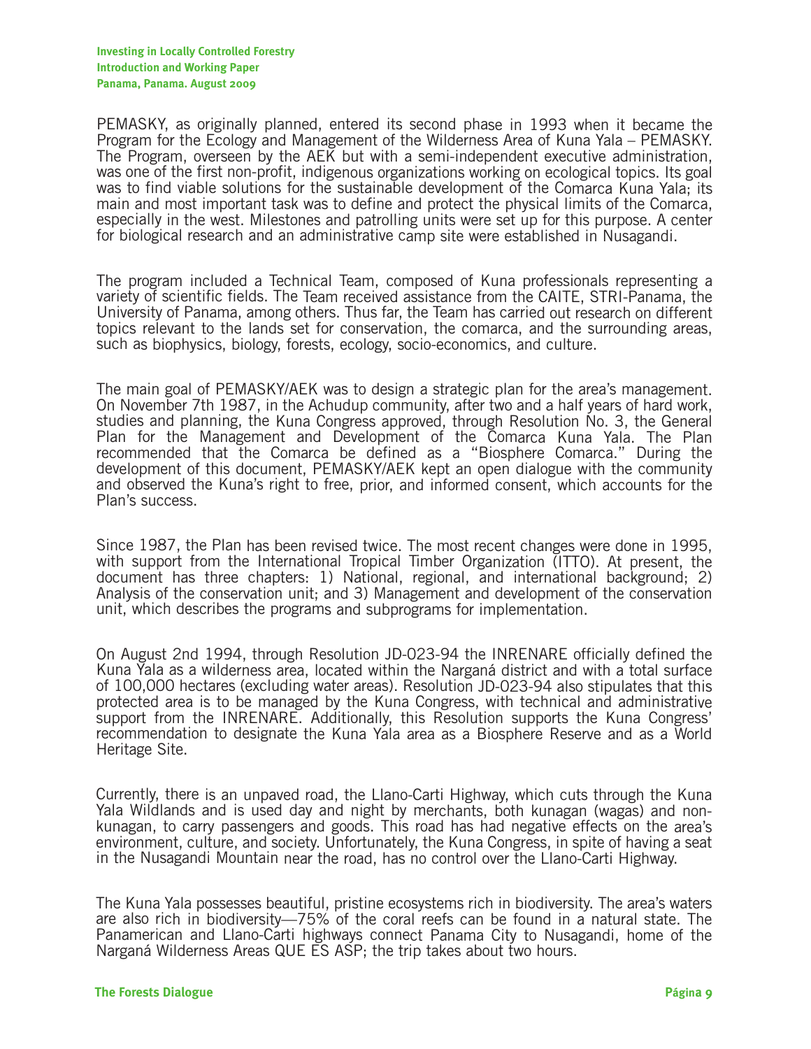PEMASKY, as originally planned, entered its second phase in 1993 when it became the Program for the Ecology and Management of the Wilderness Area of Kuna Yala – PEMASKY. The Program, overseen by the AEK but with a semi-independent executive administration, was one of the first non-profit, indigenous organizations working on ecological topics. Its goal was to find viable solutions for the sustainable development of the Comarca Kuna Yala; its main and most important task was to define and protect the physical limits of the Comarca, especially in the west. Milestones and patrolling units were set up for this purpose. A center for biological research and an administrative camp site were established in Nusagandi.

The program included a Technical Team, composed of Kuna professionals representing a variety of scientific fields. The Team received assistance from the CAITE, STRI-Panama, the University of Panama, among others. Thus far, the Team has carried out research on different topics relevant to the lands set for conservation, the comarca, and the surrounding areas, such as biophysics, biology, forests, ecology, socio-economics, and culture.

The main goal of PEMASKY/AEK was to design a strategic plan for the area's management. On November 7th 1987, in the Achudup community, after two and a half years of hard work, studies and planning, the Kuna Congress approved, through Resolution No. 3, the General Plan for the Management and Development of the Comarca Kuna Yala. The Plan recommended that the Comarca be defined as a "Biosphere Comarca." During the development of this document, PEMASKY/AEK kept an open dialogue with the community and observed the Kuna's right to free, prior, and informed consent, which accounts for the Plan's success.

Since 1987, the Plan has been revised twice. The most recent changes were done in 1995, with support from the International Tropical Timber Organization (ITTO). At present, the document has three chapters: 1) National, regional, and international background; 2) Analysis of the conservation unit; and 3) Management and development of the conservation unit, which describes the programs and subprograms for implementation.

On August 2nd 1994, through Resolution JD-023-94 the INRENARE officially defined the Kuna Yala as a wilderness area, located within the Narganá district and with a total surface of 100,000 hectares (excluding water areas). Resolution JD-023-94 also stipulates that this protected area is to be managed by the Kuna Congress, with technical and administrative support from the INRENARE. Additionally, this Resolution supports the Kuna Congress' recommendation to designate the Kuna Yala area as a Biosphere Reserve and as a World Heritage Site.

Currently, there is an unpaved road, the Llano-Carti Highway, which cuts through the Kuna Yala Wildlands and is used day and night by merchants, both kunagan (wagas) and non-kunagan, to carry passengers and goods. This road has had negative effects on the area's environment, culture, and society. Unfortunately, the Kuna Congress, in spite of having a seat in the Nusagandi Mountain near the road, has no control over the Llano-Carti Highway.

The Kuna Yala possesses beautiful, pristine ecosystems rich in biodiversity. The area's waters are also rich in biodiversity—75% of the coral reefs can be found in a natural state. The Panamerican and Llano-Carti highways connect Panama City to Nusagandi, home of the Narganá Wilderness Areas QUE ES ASP; the trip takes about two hours.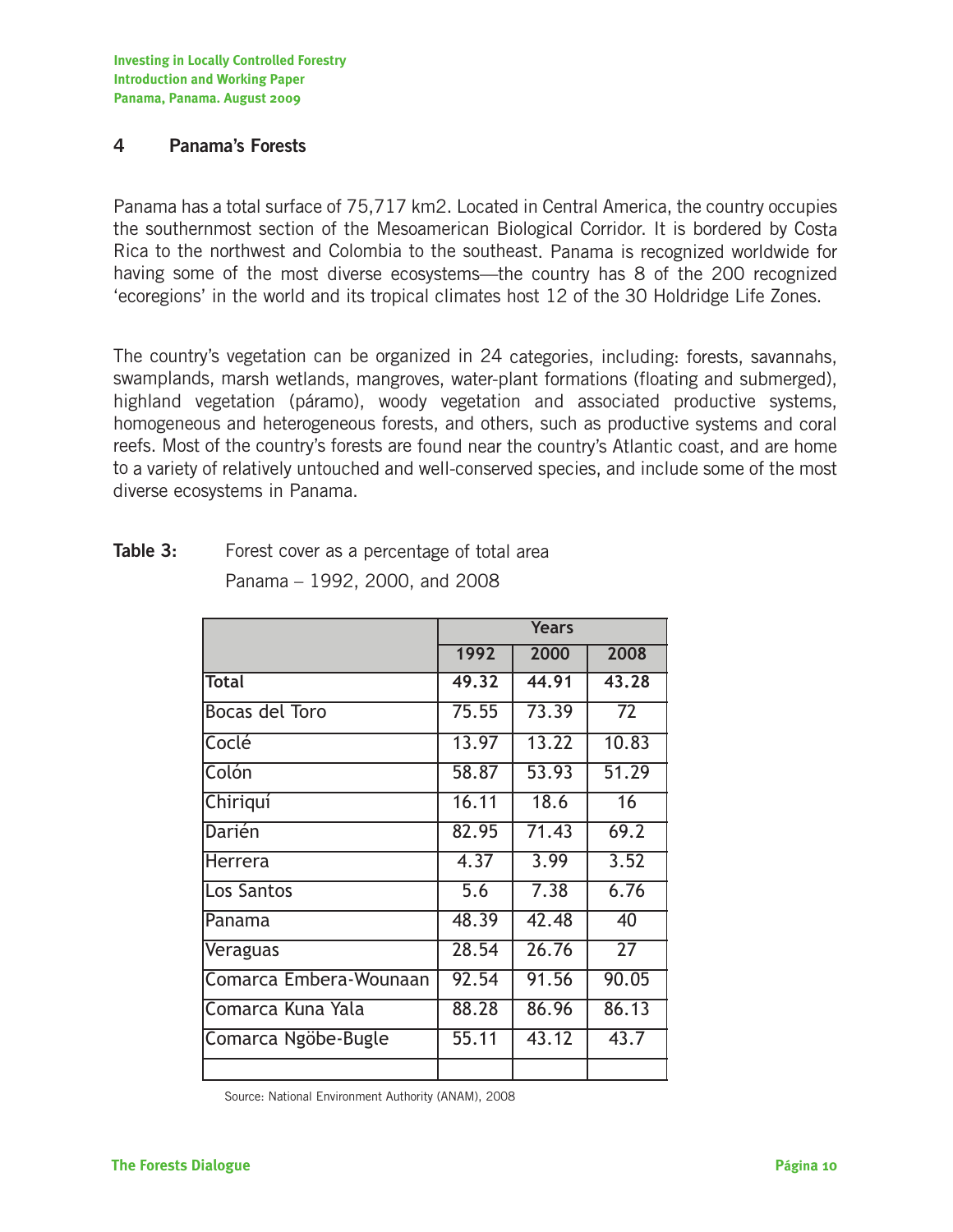## 4 Panama's Forests

Panama has a total surface of 75,717 km2. Located in Central America, the country occupies the southernmost section of the Mesoamerican Biological Corridor. It is bordered by Costa Rica to the northwest and Colombia to the southeast. Panama is recognized worldwide for having some of the most diverse ecosystems—the country has 8 of the 200 recognized 'ecoregions' in the world and its tropical climates host 12 of the 30 Holdridge Life Zones.

The country's vegetation can be organized in 24 categories, including: forests, savannahs, swamplands, marsh wetlands, mangroves, water-plant formations (floating and submerged), highland vegetation (páramo), woody vegetation and associated productive systems, homogeneous and heterogeneous forests, and others, such as productive systems and coral reefs. Most of the country's forests are found near the country's Atlantic coast, and are home to a variety of relatively untouched and well-conserved species, and include some of the most diverse ecosystems in Panama.

**Table 3:** Forest cover as a percentage of total area
Panama – 1992, 2000, and 2008

| | Years | | |
|---|---|---|---|
| | 1992 | 2000 | 2008 |
| **Total** | **49.32** | **44.91** | **43.28** |
| Bocas del Toro | 75.55 | 73.39 | 72 |
| Coclé | 13.97 | 13.22 | 10.83 |
| Colón | 58.87 | 53.93 | 51.29 |
| Chiriquí | 16.11 | 18.6 | 16 |
| Darién | 82.95 | 71.43 | 69.2 |
| Herrera | 4.37 | 3.99 | 3.52 |
| Los Santos | 5.6 | 7.38 | 6.76 |
| Panama | 48.39 | 42.48 | 40 |
| Veraguas | 28.54 | 26.76 | 27 |
| Comarca Embera-Wounaan | 92.54 | 91.56 | 90.05 |
| Comarca Kuna Yala | 88.28 | 86.96 | 86.13 |
| Comarca Ngöbe-Bugle | 55.11 | 43.12 | 43.7 |
| | | | |

Source: National Environment Authority (ANAM), 2008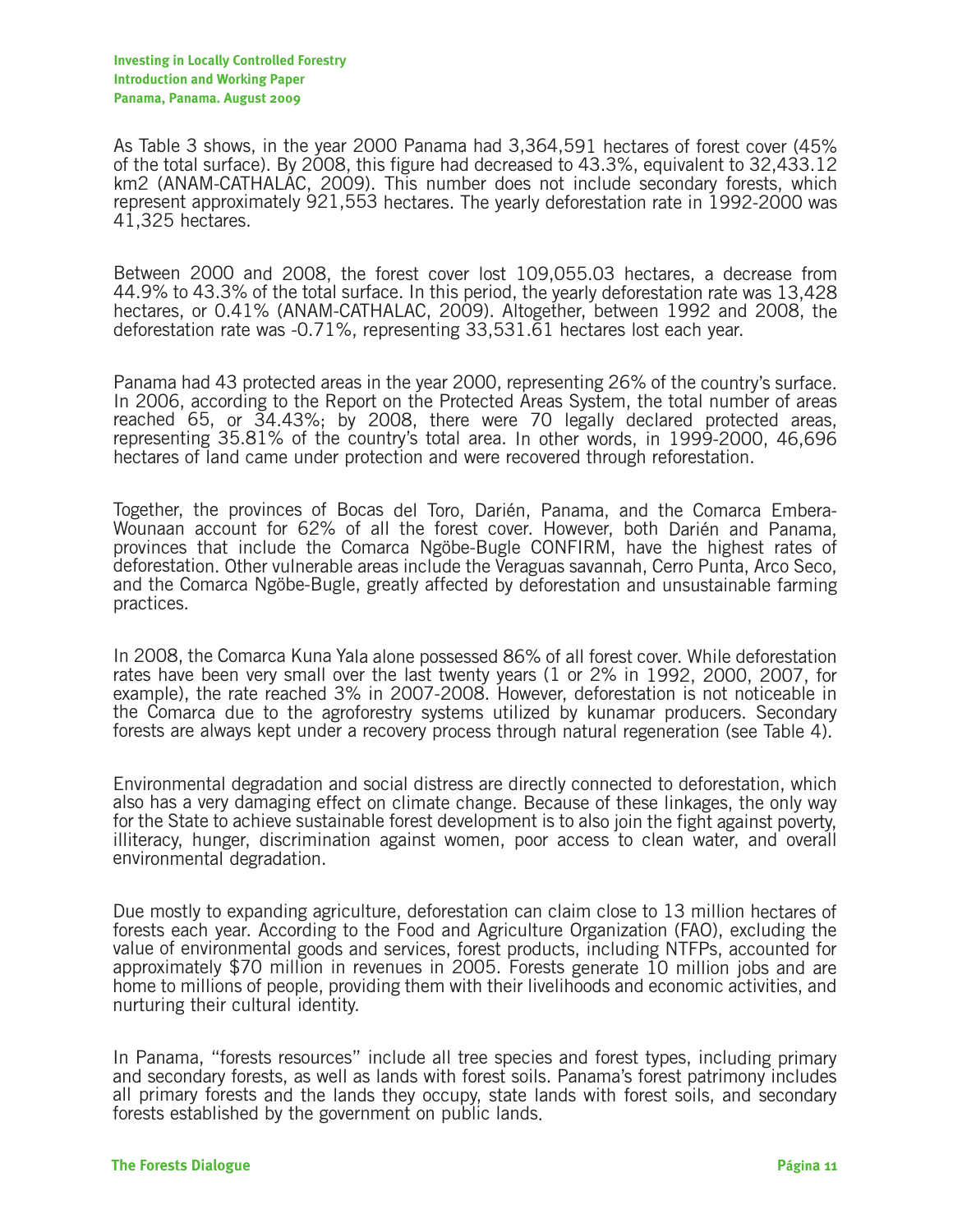As Table 3 shows, in the year 2000 Panama had 3,364,591 hectares of forest cover (45% of the total surface). By 2008, this figure had decreased to 43.3%, equivalent to 32,433.12 km2 (ANAM-CATHALAC, 2009). This number does not include secondary forests, which represent approximately 921,553 hectares. The yearly deforestation rate in 1992-2000 was 41,325 hectares.

Between 2000 and 2008, the forest cover lost 109,055.03 hectares, a decrease from 44.9% to 43.3% of the total surface. In this period, the yearly deforestation rate was 13,428 hectares, or 0.41% (ANAM-CATHALAC, 2009). Altogether, between 1992 and 2008, the deforestation rate was -0.71%, representing 33,531.61 hectares lost each year.

Panama had 43 protected areas in the year 2000, representing 26% of the country's surface. In 2006, according to the Report on the Protected Areas System, the total number of areas reached 65, or 34.43%; by 2008, there were 70 legally declared protected areas, representing 35.81% of the country's total area. In other words, in 1999-2000, 46,696 hectares of land came under protection and were recovered through reforestation.

Together, the provinces of Bocas del Toro, Darién, Panama, and the Comarca Embera-Wounaan account for 62% of all the forest cover. However, both Darién and Panama, provinces that include the Comarca Ngöbe-Bugle CONFIRM, have the highest rates of deforestation. Other vulnerable areas include the Veraguas savannah, Cerro Punta, Arco Seco, and the Comarca Ngöbe-Bugle, greatly affected by deforestation and unsustainable farming practices.

In 2008, the Comarca Kuna Yala alone possessed 86% of all forest cover. While deforestation rates have been very small over the last twenty years (1 or 2% in 1992, 2000, 2007, for example), the rate reached 3% in 2007-2008. However, deforestation is not noticeable in the Comarca due to the agroforestry systems utilized by kunamar producers. Secondary forests are always kept under a recovery process through natural regeneration (see Table 4).

Environmental degradation and social distress are directly connected to deforestation, which also has a very damaging effect on climate change. Because of these linkages, the only way for the State to achieve sustainable forest development is to also join the fight against poverty, illiteracy, hunger, discrimination against women, poor access to clean water, and overall environmental degradation.

Due mostly to expanding agriculture, deforestation can claim close to 13 million hectares of forests each year. According to the Food and Agriculture Organization (FAO), excluding the value of environmental goods and services, forest products, including NTFPs, accounted for approximately $70 million in revenues in 2005. Forests generate 10 million jobs and are home to millions of people, providing them with their livelihoods and economic activities, and nurturing their cultural identity.

In Panama, "forests resources" include all tree species and forest types, including primary and secondary forests, as well as lands with forest soils. Panama's forest patrimony includes all primary forests and the lands they occupy, state lands with forest soils, and secondary forests established by the government on public lands.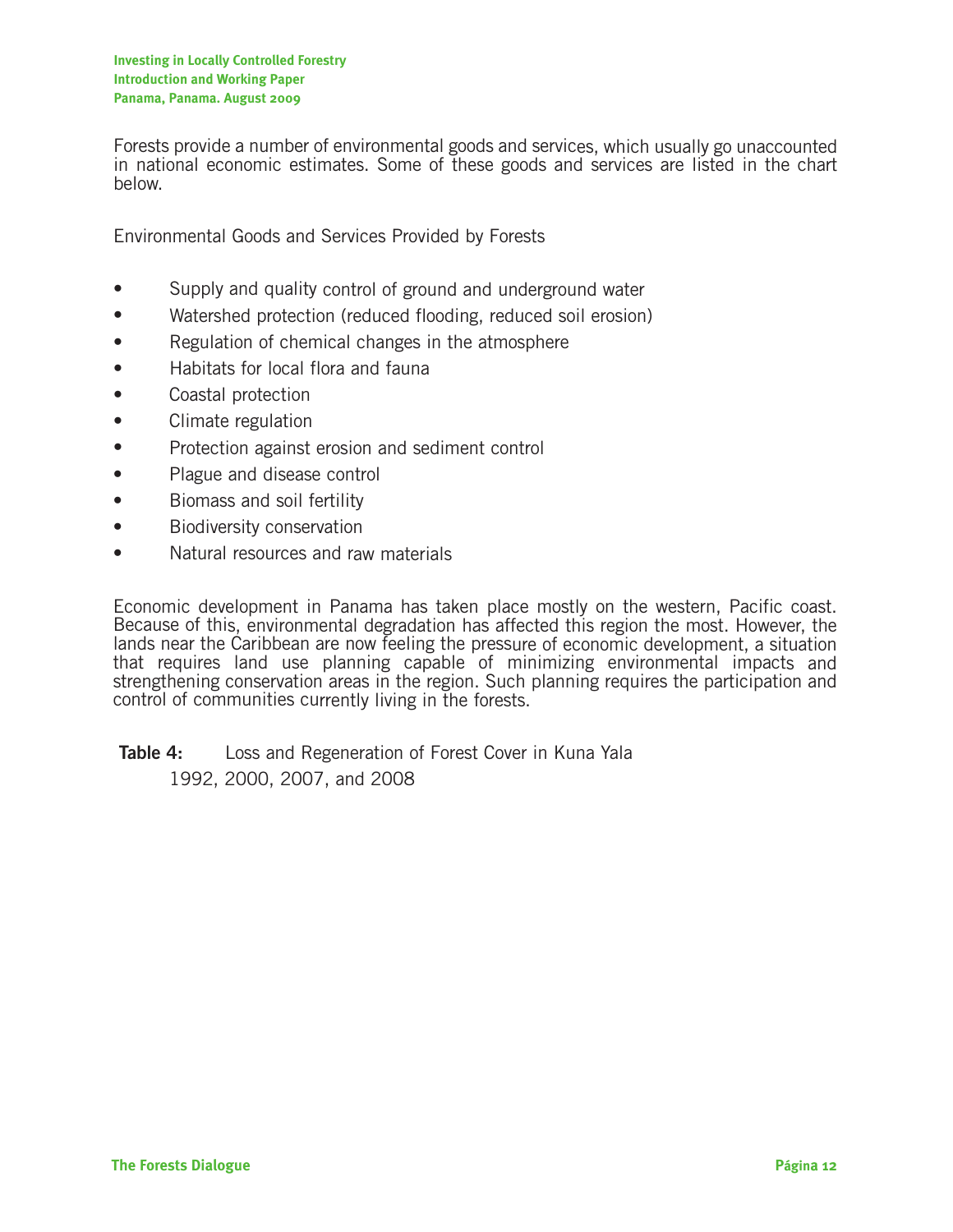Forests provide a number of environmental goods and services, which usually go unaccounted in national economic estimates. Some of these goods and services are listed in the chart below.

Environmental Goods and Services Provided by Forests

- Supply and quality control of ground and underground water
- Watershed protection (reduced flooding, reduced soil erosion)
- Regulation of chemical changes in the atmosphere
- Habitats for local flora and fauna
- Coastal protection
- Climate regulation
- Protection against erosion and sediment control
- Plague and disease control
- Biomass and soil fertility
- Biodiversity conservation
- Natural resources and raw materials

Economic development in Panama has taken place mostly on the western, Pacific coast. Because of this, environmental degradation has affected this region the most. However, the lands near the Caribbean are now feeling the pressure of economic development, a situation that requires land use planning capable of minimizing environmental impacts and strengthening conservation areas in the region. Such planning requires the participation and control of communities currently living in the forests.

**Table 4:** Loss and Regeneration of Forest Cover in Kuna Yala 1992, 2000, 2007, and 2008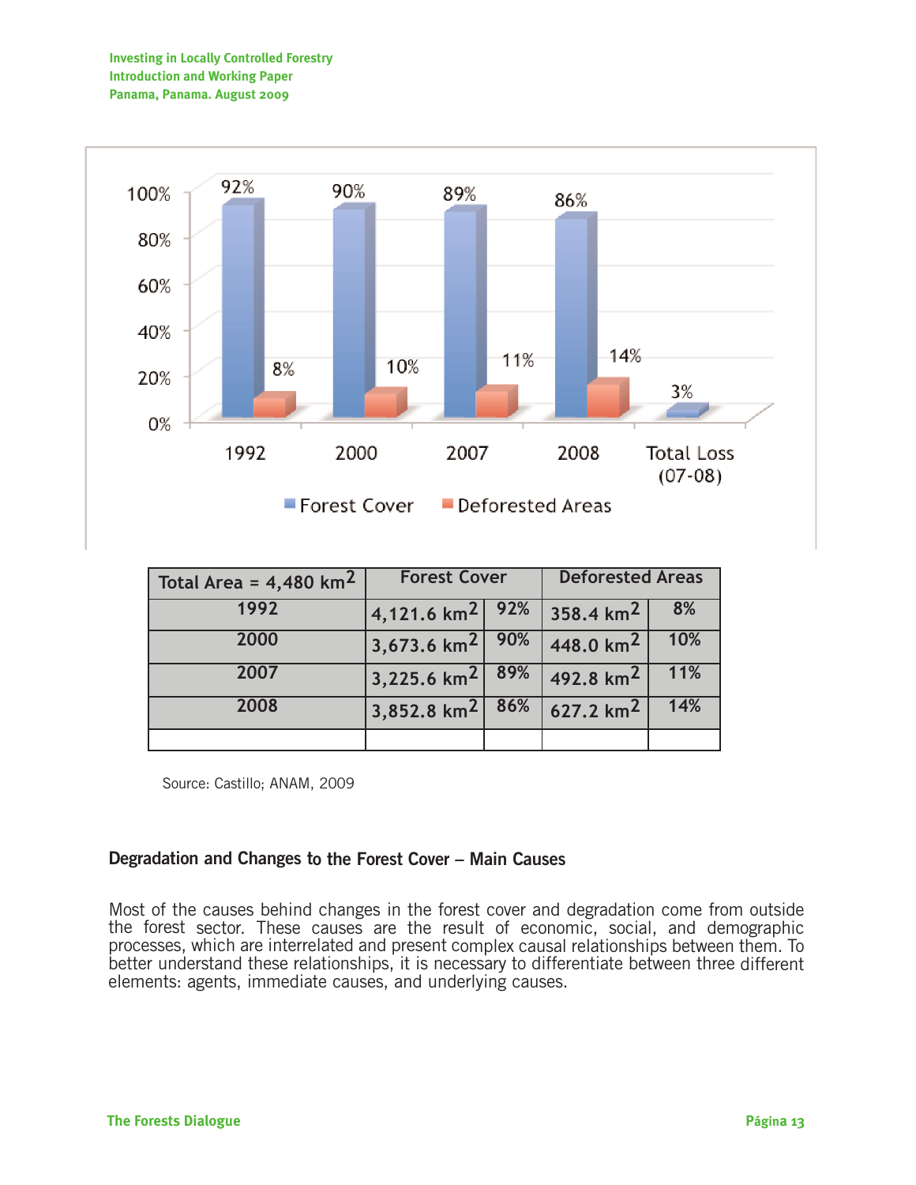| Total Area = 4,480 km$^2$ | Forest Cover | | Deforested Areas | |
|---|---|---|---|---|
| 1992 | 4,121.6 km$^2$ | 92% | 358.4 km$^2$ | 8% |
| 2000 | 3,673.6 km$^2$ | 90% | 448.0 km$^2$ | 10% |
| 2007 | 3,225.6 km$^2$ | 89% | 492.8 km$^2$ | 11% |
| 2008 | 3,852.8 km$^2$ | 86% | 627.2 km$^2$ | 14% |
| | | | | |

Source: Castillo; ANAM, 2009

### Degradation and Changes to the Forest Cover – Main Causes

Most of the causes behind changes in the forest cover and degradation come from outside the forest sector. These causes are the result of economic, social, and demographic processes, which are interrelated and present complex causal relationships between them. To better understand these relationships, it is necessary to differentiate between three different elements: agents, immediate causes, and underlying causes.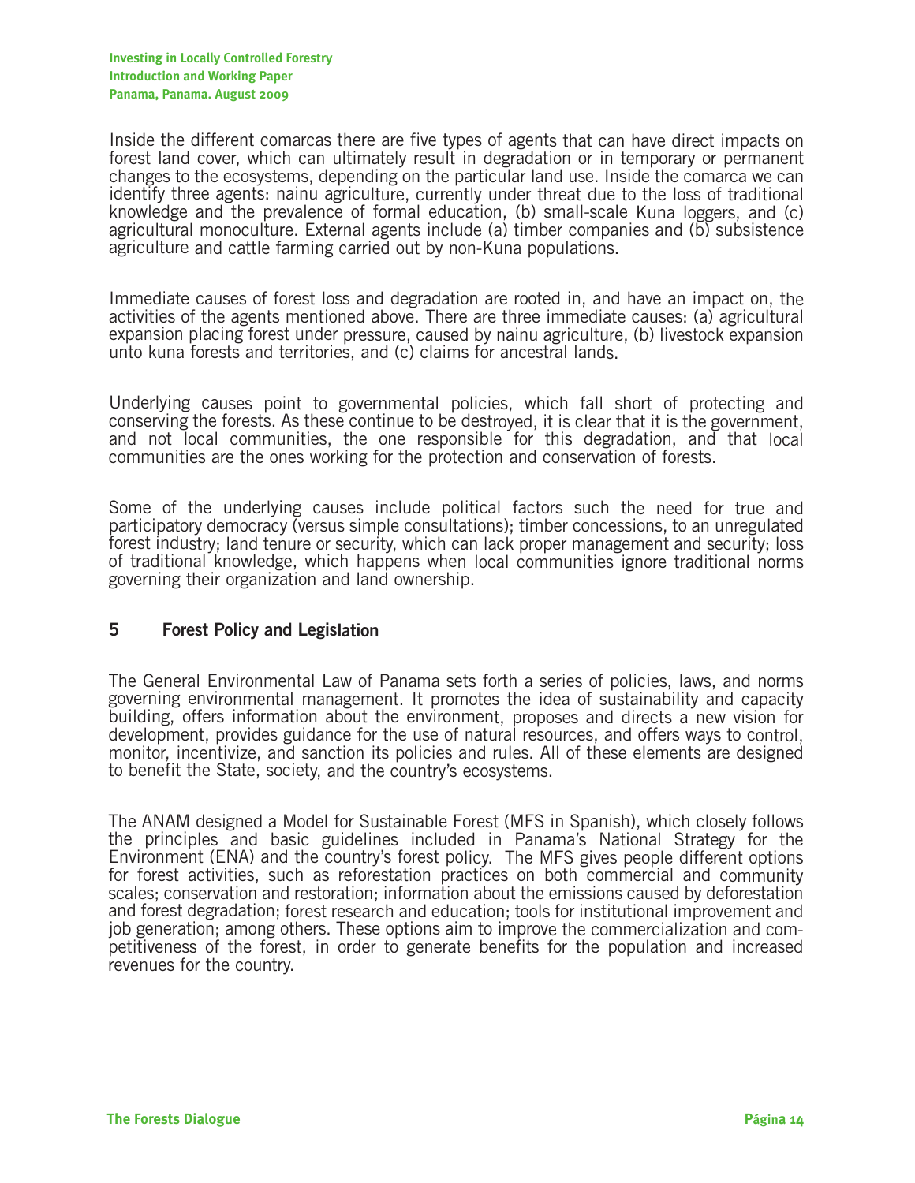Inside the different comarcas there are five types of agents that can have direct impacts on forest land cover, which can ultimately result in degradation or in temporary or permanent changes to the ecosystems, depending on the particular land use. Inside the comarca we can identify three agents: nainu agriculture, currently under threat due to the loss of traditional knowledge and the prevalence of formal education, (b) small-scale Kuna loggers, and (c) agricultural monoculture. External agents include (a) timber companies and (b) subsistence agriculture and cattle farming carried out by non-Kuna populations.

Immediate causes of forest loss and degradation are rooted in, and have an impact on, the activities of the agents mentioned above. There are three immediate causes: (a) agricultural expansion placing forest under pressure, caused by nainu agriculture, (b) livestock expansion unto kuna forests and territories, and (c) claims for ancestral lands.

Underlying causes point to governmental policies, which fall short of protecting and conserving the forests. As these continue to be destroyed, it is clear that it is the government, and not local communities, the one responsible for this degradation, and that local communities are the ones working for the protection and conservation of forests.

Some of the underlying causes include political factors such the need for true and participatory democracy (versus simple consultations); timber concessions, to an unregulated forest industry; land tenure or security, which can lack proper management and security; loss of traditional knowledge, which happens when local communities ignore traditional norms governing their organization and land ownership.

## 5 Forest Policy and Legislation

The General Environmental Law of Panama sets forth a series of policies, laws, and norms governing environmental management. It promotes the idea of sustainability and capacity building, offers information about the environment, proposes and directs a new vision for development, provides guidance for the use of natural resources, and offers ways to control, monitor, incentivize, and sanction its policies and rules. All of these elements are designed to benefit the State, society, and the country's ecosystems.

The ANAM designed a Model for Sustainable Forest (MFS in Spanish), which closely follows the principles and basic guidelines included in Panama's National Strategy for the Environment (ENA) and the country's forest policy. The MFS gives people different options for forest activities, such as reforestation practices on both commercial and community scales; conservation and restoration; information about the emissions caused by deforestation and forest degradation; forest research and education; tools for institutional improvement and job generation; among others. These options aim to improve the commercialization and competitiveness of the forest, in order to generate benefits for the population and increased revenues for the country.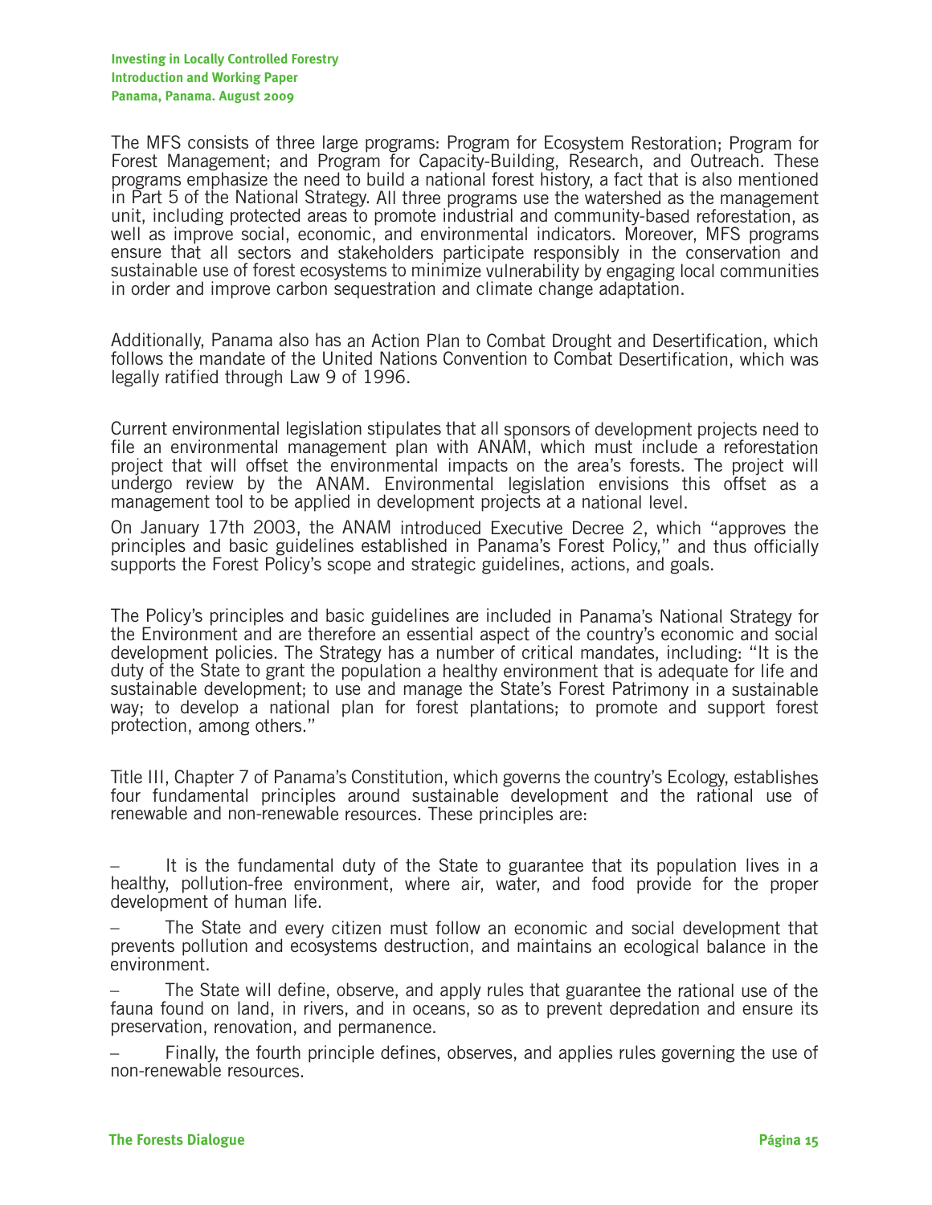The MFS consists of three large programs: Program for Ecosystem Restoration; Program for Forest Management; and Program for Capacity-Building, Research, and Outreach. These programs emphasize the need to build a national forest history, a fact that is also mentioned in Part 5 of the National Strategy. All three programs use the watershed as the management unit, including protected areas to promote industrial and community-based reforestation, as well as improve social, economic, and environmental indicators. Moreover, MFS programs ensure that all sectors and stakeholders participate responsibly in the conservation and sustainable use of forest ecosystems to minimize vulnerability by engaging local communities in order and improve carbon sequestration and climate change adaptation.

Additionally, Panama also has an Action Plan to Combat Drought and Desertification, which follows the mandate of the United Nations Convention to Combat Desertification, which was legally ratified through Law 9 of 1996.

Current environmental legislation stipulates that all sponsors of development projects need to file an environmental management plan with ANAM, which must include a reforestation project that will offset the environmental impacts on the area's forests. The project will undergo review by the ANAM. Environmental legislation envisions this offset as a management tool to be applied in development projects at a national level.

On January 17th 2003, the ANAM introduced Executive Decree 2, which "approves the principles and basic guidelines established in Panama's Forest Policy," and thus officially supports the Forest Policy's scope and strategic guidelines, actions, and goals.

The Policy's principles and basic guidelines are included in Panama's National Strategy for the Environment and are therefore an essential aspect of the country's economic and social development policies. The Strategy has a number of critical mandates, including: "It is the duty of the State to grant the population a healthy environment that is adequate for life and sustainable development; to use and manage the State's Forest Patrimony in a sustainable way; to develop a national plan for forest plantations; to promote and support forest protection, among others."

Title III, Chapter 7 of Panama's Constitution, which governs the country's Ecology, establishes four fundamental principles around sustainable development and the rational use of renewable and non-renewable resources. These principles are:

- It is the fundamental duty of the State to guarantee that its population lives in a healthy, pollution-free environment, where air, water, and food provide for the proper development of human life.
- The State and every citizen must follow an economic and social development that prevents pollution and ecosystems destruction, and maintains an ecological balance in the environment.
- The State will define, observe, and apply rules that guarantee the rational use of the fauna found on land, in rivers, and in oceans, so as to prevent depredation and ensure its preservation, renovation, and permanence.
- Finally, the fourth principle defines, observes, and applies rules governing the use of non-renewable resources.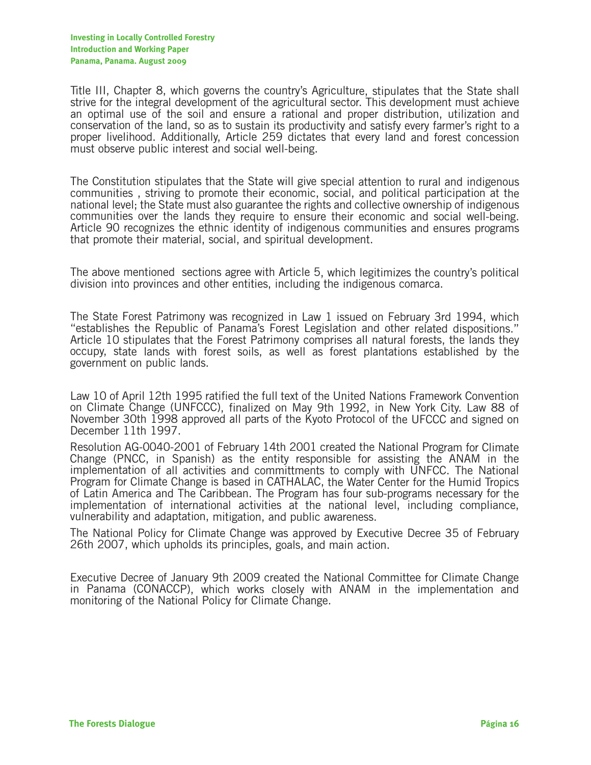Title III, Chapter 8, which governs the country's Agriculture, stipulates that the State shall strive for the integral development of the agricultural sector. This development must achieve an optimal use of the soil and ensure a rational and proper distribution, utilization and conservation of the land, so as to sustain its productivity and satisfy every farmer's right to a proper livelihood. Additionally, Article 259 dictates that every land and forest concession must observe public interest and social well-being.

The Constitution stipulates that the State will give special attention to rural and indigenous communities , striving to promote their economic, social, and political participation at the national level; the State must also guarantee the rights and collective ownership of indigenous communities over the lands they require to ensure their economic and social well-being. Article 90 recognizes the ethnic identity of indigenous communities and ensures programs that promote their material, social, and spiritual development.

The above mentioned sections agree with Article 5, which legitimizes the country's political division into provinces and other entities, including the indigenous comarca.

The State Forest Patrimony was recognized in Law 1 issued on February 3rd 1994, which "establishes the Republic of Panama's Forest Legislation and other related dispositions." Article 10 stipulates that the Forest Patrimony comprises all natural forests, the lands they occupy, state lands with forest soils, as well as forest plantations established by the government on public lands.

Law 10 of April 12th 1995 ratified the full text of the United Nations Framework Convention on Climate Change (UNFCCC), finalized on May 9th 1992, in New York City. Law 88 of November 30th 1998 approved all parts of the Kyoto Protocol of the UFCCC and signed on December 11th 1997.

Resolution AG-0040-2001 of February 14th 2001 created the National Program for Climate Change (PNCC, in Spanish) as the entity responsible for assisting the ANAM in the implementation of all activities and committments to comply with UNFCC. The National Program for Climate Change is based in CATHALAC, the Water Center for the Humid Tropics of Latin America and The Caribbean. The Program has four sub-programs necessary for the implementation of international activities at the national level, including compliance, vulnerability and adaptation, mitigation, and public awareness.

The National Policy for Climate Change was approved by Executive Decree 35 of February 26th 2007, which upholds its principles, goals, and main action.

Executive Decree of January 9th 2009 created the National Committee for Climate Change in Panama (CONACCP), which works closely with ANAM in the implementation and monitoring of the National Policy for Climate Change.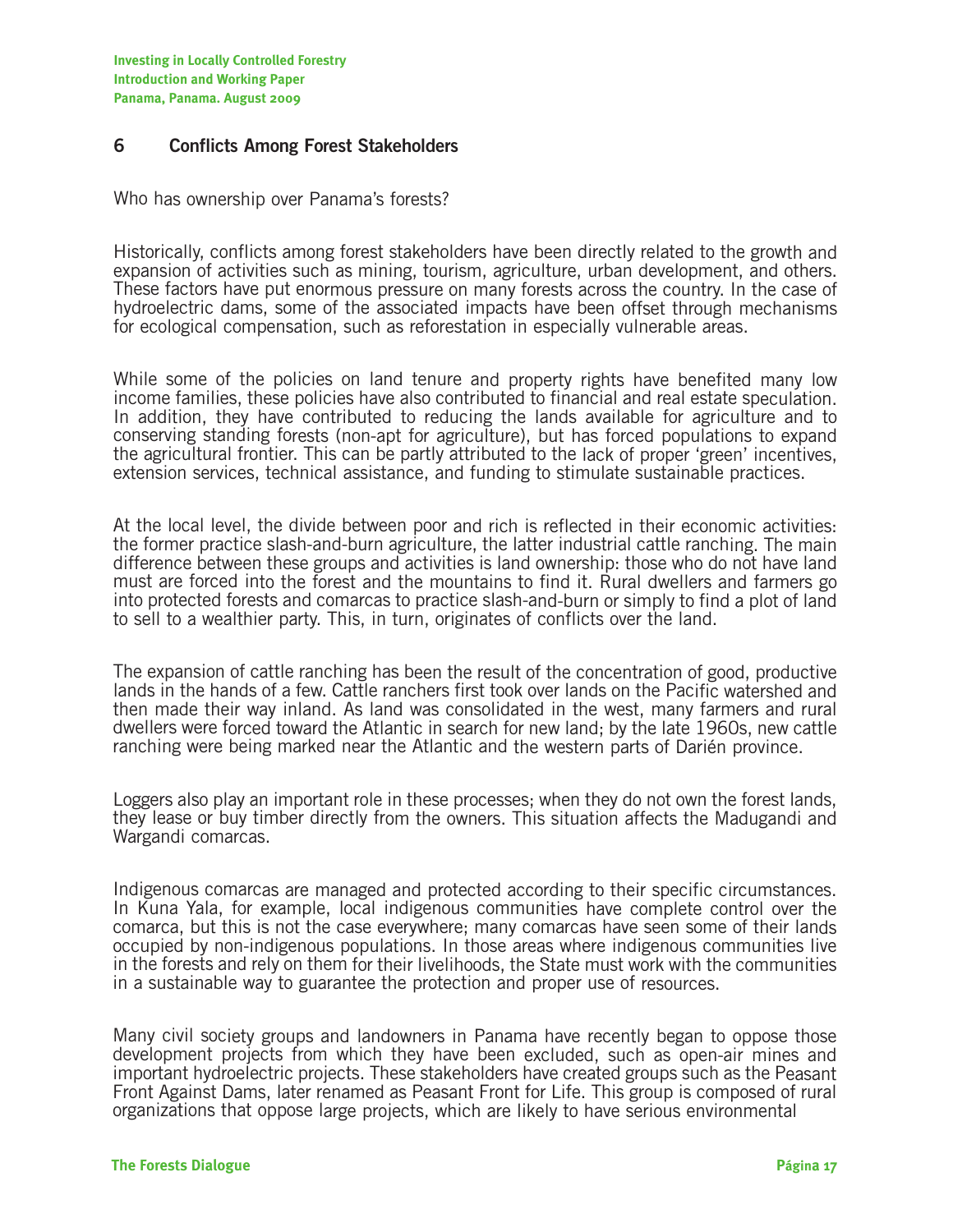## 6 Conflicts Among Forest Stakeholders

Who has ownership over Panama's forests?

Historically, conflicts among forest stakeholders have been directly related to the growth and expansion of activities such as mining, tourism, agriculture, urban development, and others. These factors have put enormous pressure on many forests across the country. In the case of hydroelectric dams, some of the associated impacts have been offset through mechanisms for ecological compensation, such as reforestation in especially vulnerable areas.

While some of the policies on land tenure and property rights have benefited many low income families, these policies have also contributed to financial and real estate speculation. In addition, they have contributed to reducing the lands available for agriculture and to conserving standing forests (non-apt for agriculture), but has forced populations to expand the agricultural frontier. This can be partly attributed to the lack of proper 'green' incentives, extension services, technical assistance, and funding to stimulate sustainable practices.

At the local level, the divide between poor and rich is reflected in their economic activities: the former practice slash-and-burn agriculture, the latter industrial cattle ranching. The main difference between these groups and activities is land ownership: those who do not have land must are forced into the forest and the mountains to find it. Rural dwellers and farmers go into protected forests and comarcas to practice slash-and-burn or simply to find a plot of land to sell to a wealthier party. This, in turn, originates of conflicts over the land.

The expansion of cattle ranching has been the result of the concentration of good, productive lands in the hands of a few. Cattle ranchers first took over lands on the Pacific watershed and then made their way inland. As land was consolidated in the west, many farmers and rural dwellers were forced toward the Atlantic in search for new land; by the late 1960s, new cattle ranching were being marked near the Atlantic and the western parts of Darién province.

Loggers also play an important role in these processes; when they do not own the forest lands, they lease or buy timber directly from the owners. This situation affects the Madugandi and Wargandi comarcas.

Indigenous comarcas are managed and protected according to their specific circumstances. In Kuna Yala, for example, local indigenous communities have complete control over the comarca, but this is not the case everywhere; many comarcas have seen some of their lands occupied by non-indigenous populations. In those areas where indigenous communities live in the forests and rely on them for their livelihoods, the State must work with the communities in a sustainable way to guarantee the protection and proper use of resources.

Many civil society groups and landowners in Panama have recently began to oppose those development projects from which they have been excluded, such as open-air mines and important hydroelectric projects. These stakeholders have created groups such as the Peasant Front Against Dams, later renamed as Peasant Front for Life. This group is composed of rural organizations that oppose large projects, which are likely to have serious environmental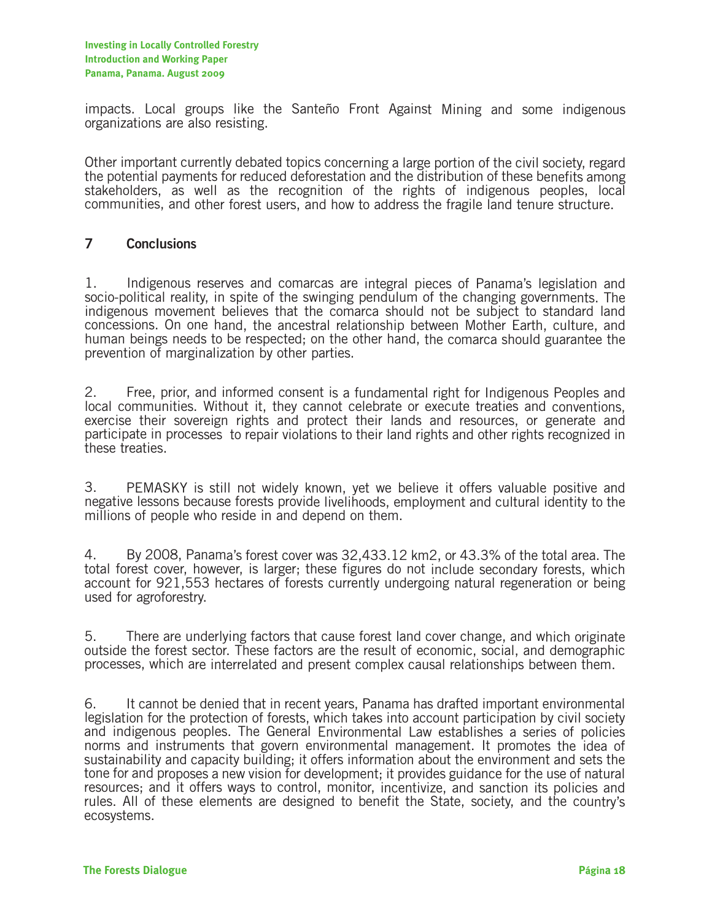impacts. Local groups like the Santeño Front Against Mining and some indigenous organizations are also resisting.

Other important currently debated topics concerning a large portion of the civil society, regard the potential payments for reduced deforestation and the distribution of these benefits among stakeholders, as well as the recognition of the rights of indigenous peoples, local communities, and other forest users, and how to address the fragile land tenure structure.

## 7 Conclusions

1. Indigenous reserves and comarcas are integral pieces of Panama's legislation and socio-political reality, in spite of the swinging pendulum of the changing governments. The indigenous movement believes that the comarca should not be subject to standard land concessions. On one hand, the ancestral relationship between Mother Earth, culture, and human beings needs to be respected; on the other hand, the comarca should guarantee the prevention of marginalization by other parties.

2. Free, prior, and informed consent is a fundamental right for Indigenous Peoples and local communities. Without it, they cannot celebrate or execute treaties and conventions, exercise their sovereign rights and protect their lands and resources, or generate and participate in processes to repair violations to their land rights and other rights recognized in these treaties.

3. PEMASKY is still not widely known, yet we believe it offers valuable positive and negative lessons because forests provide livelihoods, employment and cultural identity to the millions of people who reside in and depend on them.

4. By 2008, Panama's forest cover was 32,433.12 km2, or 43.3% of the total area. The total forest cover, however, is larger; these figures do not include secondary forests, which account for 921,553 hectares of forests currently undergoing natural regeneration or being used for agroforestry.

5. There are underlying factors that cause forest land cover change, and which originate outside the forest sector. These factors are the result of economic, social, and demographic processes, which are interrelated and present complex causal relationships between them.

6. It cannot be denied that in recent years, Panama has drafted important environmental legislation for the protection of forests, which takes into account participation by civil society and indigenous peoples. The General Environmental Law establishes a series of policies norms and instruments that govern environmental management. It promotes the idea of sustainability and capacity building; it offers information about the environment and sets the tone for and proposes a new vision for development; it provides guidance for the use of natural resources; and it offers ways to control, monitor, incentivize, and sanction its policies and rules. All of these elements are designed to benefit the State, society, and the country's ecosystems.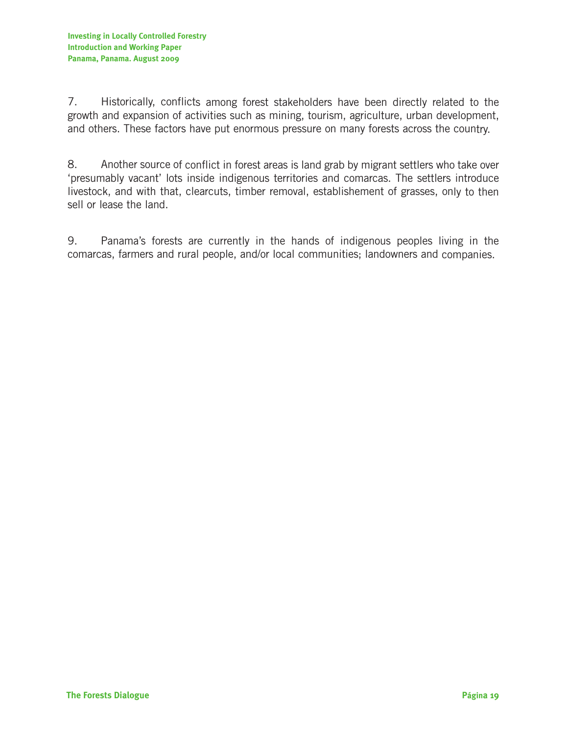7. Historically, conflicts among forest stakeholders have been directly related to the growth and expansion of activities such as mining, tourism, agriculture, urban development, and others. These factors have put enormous pressure on many forests across the country.

8. Another source of conflict in forest areas is land grab by migrant settlers who take over 'presumably vacant' lots inside indigenous territories and comarcas. The settlers introduce livestock, and with that, clearcuts, timber removal, establishement of grasses, only to then sell or lease the land.

9. Panama's forests are currently in the hands of indigenous peoples living in the comarcas, farmers and rural people, and/or local communities; landowners and companies.